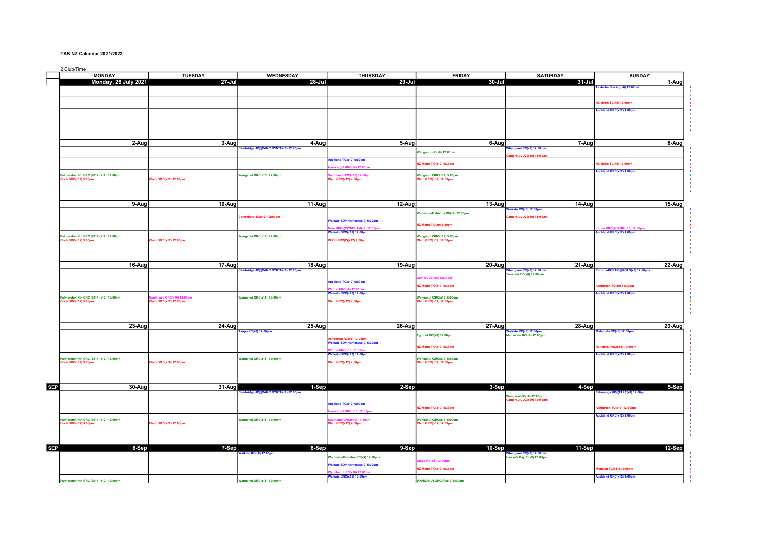**TAB NZ Calendar 2021/2022**

2 Club/Time

| | MONDAY | TUESDAY | WEDNESDAY | THURSDAY | FRIDAY | SATURDAY | SUNDAY | |
|---|---|---|---|---|---|---|---|---|
| | Monday, 26 July 2021 | 27-Jul | 28-Jul | 29-Jul | 30-Jul | 31-Jul | 1-Aug | |
| | | | | | | | Te Aroha, Racing(x8) 12:00pm | 1 0 0 |
| | | | | | | | NZ Metro TC(x9) 12:00pm | 1 0 |
| | | | | | | | Auckland GRC(x12) 1:00pm | 1 0 0 0 0 0 |
| | 2-Aug | 3-Aug | 4-Aug | 5-Aug | 6-Aug | 7-Aug | 8-Aug | |
| | | | Cambridge JC@CAMB SYNTH(x8) 12:00pm | | Wanganui JC(x8) 12:00pm | Whangarei RC(x8) 12:00pm<br>Canterbury JC(x10) 11:00am | | 2 1 1 |
| | | | | Auckland TC(x10) 6:00pm<br>Invercargill HRC(x9) 12:00pm | NZ Metro TC(x10) 5:30pm | | NZ Metro TC(x9) 12:00pm | 1 2 1 |
| | Palmerston Nth GRC (2014)(x12) 12:00pm<br>Chch GRC(x12) 3:00pm | Chch GRC(x12) 12:00pm | Wanganui GRC(x15) 12:00pm | Southland GRC(x10) 12:00pm<br>Chch GRC(x12) 4:30pm | Wanganui GRC(x12) 5:00pm<br>Chch GRC(x12) 12:00pm | | Auckland GRC(x12) 1:00pm | 1 4 4 0 0 0 |
| | 9-Aug | 10-Aug | 11-Aug | 12-Aug | 13-Aug | 14-Aug | 15-Aug | |
| | | | Canterbury JC(x10) 12:00pm | | Woodville-Pahiatua RC(x8) 12:00pm | Waikato RC(x8) 12:00pm<br>Canterbury JC(x10) 11:00am | | 1 1 2 |
| | | | | Waikato BOP Harness(x10) 5:30pm<br>Gore HRC@WYNDHAM(x9) 12:00pm | NZ Metro TC(x9) 5:30pm | | Kurow HRC@OAMR(x10) 12:00pm | 1 1 2 |
| | Palmerston Nth GRC (2014)(x12) 12:00pm<br>Chch GRC(x12) 3:00pm | Chch GRC(x12) 12:00pm | Wanganui GRC(x15) 12:00pm | Waikato GRC(x12) 12:00pm<br>CHCH GRC(P)(x12) 4:30pm | Wanganui GRC(x12) 5:00pm<br>Chch GRC(x12) 12:00pm | | Auckland GRC(x12) 1:00pm | 2 3 4 0 0 0 |
| | 16-Aug | 17-Aug | 18-Aug | 19-Aug | 20-Aug | 21-Aug | 22-Aug | |
| | | | Cambridge JC@CAMB SYNTH(x8) 12:00pm | | Oamaru JC(x8) 12:30pm | Whangarei RC(x8) 12:00pm<br>Taranaki TR(x8) 12:00pm | Rotorua-BOP HC@ROTO(x8) 12:00pm | 3 1 1 |
| | | | | Auckland TC(x10) 6:00pm<br>Winton HRC(x9) 12:00pm | NZ Metro TC(x10) 5:30pm | | Ashburton TC(x9) 11:30am | 1 2 1 |
| | Palmerston Nth GRC (2014)(x12) 12:00pm<br>Chch GRC(x12) 3:00pm | Southland GRC(x10) 12:00pm<br>Chch GRC(x12) 12:00pm | Wanganui GRC(x15) 12:00pm | Waikato GRC(x12) 12:00pm<br>Chch GRC(x12) 4:30pm | Wanganui GRC(x12) 5:00pm<br>Chch GRC(x12) 12:00pm | | Auckland GRC(x12) 1:00pm | 2 4 4 0 0 0 |
| | 23-Aug | 24-Aug | 25-Aug | 26-Aug | 27-Aug | 28-Aug | 29-Aug | |
| | | | Taupo RC(x8) 12:00pm | Ashburton RC(x8) 12:00pm | Egmont RC(x8) 12:00pm | Waikato RC(x8) 12:00pm<br>Manawatu RC(x8) 12:00pm | Matamata RC(x8) 12:00pm | 3 2 1 |
| | | | | Waikato BOP Harness(x10) 5:30pm<br>Winton HRC(x10) 11:30am | NZ Metro TC(x10) 5:30pm | | Rangiora HRC(x10) 12:00pm | 1 2 1 |
| | Palmerston Nth GRC (2014)(x12) 12:00pm<br>Chch GRC(x12) 3:00pm | Chch GRC(x10) 12:00pm | Wanganui GRC(x15) 12:00pm | Waikato GRC(x12) 12:00pm<br>Chch GRC(x12) 4:30pm | Wanganui GRC(x12) 5:00pm<br>Chch GRC(x12) 12:00pm | | Auckland GRC(x12) 1:00pm | 2 3 4 0 0 0 |
| SEP | 30-Aug | 31-Aug | 1-Sep | 2-Sep | 3-Sep | 4-Sep | 5-Sep | |
| | | | Cambridge JC@CAMB SYNTH(x8) 12:00pm | | | Wanganui JC(x8) 12:00pm<br>Canterbury JC(x10) 12:00pm | Pakuranga HC@ELLE(x8) 12:00pm | 2 1 1 |
| | | | | Auckland TC(x10) 6:00pm<br>Invercargill HRC(x10) 12:00pm | NZ Metro TC(x10) 5:30pm | | Ashburton TC(x10) 12:00pm | 1 2 1 |
| | Palmerston Nth GRC (2014)(x12) 12:00pm<br>Chch GRC(x12) 3:00pm | Chch GRC(x12) 12:00pm | Wanganui GRC(x15) 12:00pm | Southland GRC(x10) 11:30am<br>Chch GRC(x12) 4:30pm | Wanganui GRC(x12) 5:00pm<br>Chch GRC(x12) 12:00pm | | Auckland GRC(x12) 1:00pm | 1 4 4 0 0 0 |
| SEP | 6-Sep | 7-Sep | 8-Sep | 9-Sep | 10-Sep | 11-Sep | 12-Sep | |
| | | | Waikato RC(x8) 12:00pm | Woodville-Pahiatua RC(x8) 12:00pm | Otago RC(x8) 12:00pm | Whangarei RC(x8) 12:00pm<br>Hawke's Bay RI(x9) 12:00pm | | 2 2 1 |
| | | | | Waikato BOP Harness(x10) 5:30pm<br>Wyndham HRC(x10) 12:00pm | NZ Metro TC(x10) 5:30pm | | Methven TC(x11) 12:00pm | 1 2 1 |
| | Palmerston Nth GRC (2014)(x12) 12:00pm | | Wanganui GRC(x15) 12:00pm | Waikato GRC(x12) 12:00pm | WANGANUI GRC(P)(x12) 5:00pm | | Auckland GRC(x12) 1:00pm | 2 3 |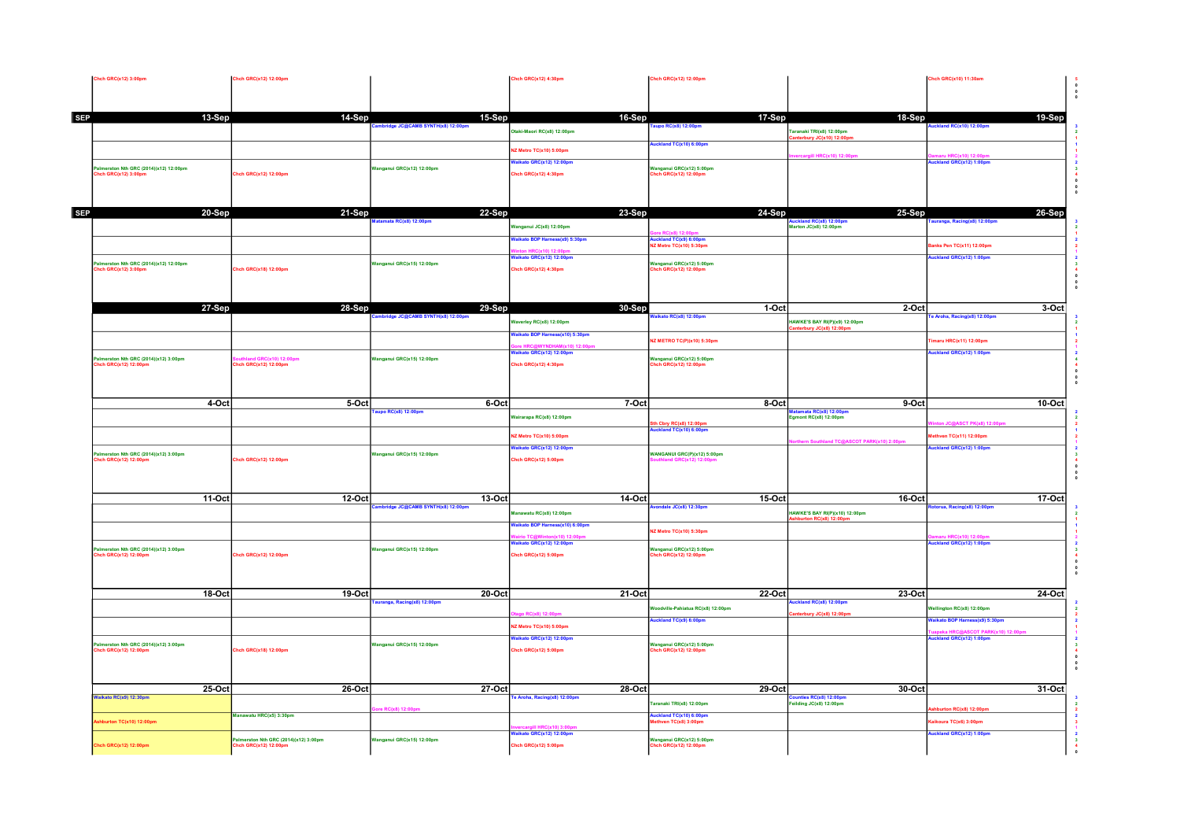| | | | | | | | |
|---|---|---|---|---|---|---|---|
| Chch GRC(x12) 3:00pm | Chch GRC(x12) 12:00pm | | Chch GRC(x12) 4:30pm | Chch GRC(x12) 12:00pm | | Chch GRC(x10) 11:30am | 5 0 0 0 |
| **SEP** | **13-Sep** | **14-Sep** | **15-Sep** | **16-Sep** | **17-Sep** | **18-Sep** | **19-Sep** |
| | | Cambridge JC@CAMB SYNTH(x8) 12:00pm | Otaki-Maori RC(x8) 12:00pm | Taupo RC(x8) 12:00pm | Taranaki TRI(x8) 12:00pm<br>Canterbury JC(x10) 12:00pm | Auckland RC(x10) 12:00pm | 3 2 1 |
| | | | NZ Metro TC(x10) 5:00pm | Auckland TC(x10) 6:00pm | Invercargill HRC(x10) 12:00pm | Oamaru HRC(x10) 12:00pm | 1 1 2 |
| Palmerston Nth GRC (2014)(x12) 12:00pm<br>Chch GRC(x12) 3:00pm | Chch GRC(x12) 12:00pm | Wanganui GRC(x12) 12:00pm | Waikato GRC(x12) 12:00pm<br>Chch GRC(x12) 4:30pm | Wanganui GRC(x12) 5:00pm<br>Chch GRC(x12) 12:00pm | | Auckland GRC(x12) 1:00pm | 2 3 4 0 0 0 |
| **SEP** | **20-Sep** | **21-Sep** | **22-Sep** | **23-Sep** | **24-Sep** | **25-Sep** | **26-Sep** |
| | | Matamata RC(x8) 12:00pm | Wanganui JC(x8) 12:00pm | Gore RC(x8) 12:00pm | Auckland RC(x8) 12:00pm<br>Marton JC(x8) 12:00pm | Tauranga, Racing(x8) 12:00pm | 3 2 1 |
| | | | Waikato BOP Harness(x9) 5:30pm<br>Winton HRC(x10) 12:00pm | Auckland TC(x9) 6:00pm<br>NZ Metro TC(x10) 5:30pm | | Banks Pen TC(x11) 12:00pm | 2 2 1 |
| Palmerston Nth GRC (2014)(x12) 12:00pm<br>Chch GRC(x12) 3:00pm | Chch GRC(x18) 12:00pm | Wanganui GRC(x15) 12:00pm | Waikato GRC(x12) 12:00pm<br>Chch GRC(x12) 4:30pm | Wanganui GRC(x12) 5:00pm<br>Chch GRC(x12) 12:00pm | | Auckland GRC(x12) 1:00pm | 2 3 4 0 0 0 |
| | **27-Sep** | **28-Sep** | **29-Sep** | **30-Sep** | **1-Oct** | **2-Oct** | **3-Oct** |
| | | Cambridge JC@CAMB SYNTH(x8) 12:00pm | Waverley RC(x8) 12:00pm | Waikato RC(x8) 12:00pm | HAWKE'S BAY RI(P)(x9) 12:00pm<br>Canterbury JC(x8) 12:00pm | Te Aroha, Racing(x8) 12:00pm | 3 2 1 |
| | | | Waikato BOP Harness(x10) 5:30pm<br>Gore HRC@WYNDHAM(x10) 12:00pm | NZ METRO TC(P)(x10) 5:30pm | | Timaru HRC(x11) 12:00pm | 1 2 1 |
| Palmerston Nth GRC (2014)(x12) 3:00pm<br>Chch GRC(x12) 12:00pm | Southland GRC(x10) 12:00pm<br>Chch GRC(x12) 12:00pm | Wanganui GRC(x15) 12:00pm | Waikato GRC(x12) 12:00pm<br>Chch GRC(x12) 4:30pm | Wanganui GRC(x12) 5:00pm<br>Chch GRC(x12) 12:00pm | | Auckland GRC(x12) 1:00pm | 2 4 4 0 0 0 |
| | **4-Oct** | **5-Oct** | **6-Oct** | **7-Oct** | **8-Oct** | **9-Oct** | **10-Oct** |
| | | Taupo RC(x8) 12:00pm | Wairarapa RC(x8) 12:00pm | Sth Cbry RC(x8) 12:00pm | Matamata RC(x8) 12:00pm<br>Egmont RC(x8) 12:00pm | Winton JC@ASCT PK(x8) 12:00pm | 2 2 2 |
| | | | NZ Metro TC(x10) 5:00pm | Auckland TC(x10) 6:00pm | Northern Southland TC@ASCOT PARK(x10) 2:00pm | Methven TC(x11) 12:00pm | 1 2 1 |
| Palmerston Nth GRC (2014)(x12) 3:00pm<br>Chch GRC(x12) 12:00pm | Chch GRC(x12) 12:00pm | Wanganui GRC(x15) 12:00pm | Waikato GRC(x12) 12:00pm<br>Chch GRC(x12) 5:00pm | WANGANUI GRC(P)(x12) 5:00pm<br>Southland GRC(x12) 12:00pm | | Auckland GRC(x12) 1:00pm | 2 3 4 0 0 0 |
| | **11-Oct** | **12-Oct** | **13-Oct** | **14-Oct** | **15-Oct** | **16-Oct** | **17-Oct** |
| | | Cambridge JC@CAMB SYNTH(x8) 12:00pm | Manawatu RC(x8) 12:00pm | Avondale JC(x8) 12:30pm | HAWKE'S BAY RI(P)(x10) 12:00pm<br>Ashburton RC(x8) 12:00pm | Rotorua, Racing(x8) 12:00pm | 3 2 1 |
| | | | Waikato BOP Harness(x10) 6:00pm<br>Wairio TC@Winton(x10) 12:00pm | NZ Metro TC(x10) 5:30pm | | Oamaru HRC(x10) 12:00pm | 1 1 2 |
| Palmerston Nth GRC (2014)(x12) 3:00pm<br>Chch GRC(x12) 12:00pm | Chch GRC(x12) 12:00pm | Wanganui GRC(x15) 12:00pm | Waikato GRC(x12) 12:00pm<br>Chch GRC(x12) 5:00pm | Wanganui GRC(x12) 5:00pm<br>Chch GRC(x12) 12:00pm | | Auckland GRC(x12) 1:00pm | 2 3 4 0 0 0 |
| | **18-Oct** | **19-Oct** | **20-Oct** | **21-Oct** | **22-Oct** | **23-Oct** | **24-Oct** |
| | | Tauranga, Racing(x8) 12:00pm | Otago RC(x8) 12:00pm | Woodville-Pahiatua RC(x8) 12:00pm | Auckland RC(x8) 12:00pm<br>Canterbury JC(x8) 12:00pm | Wellington RC(x8) 12:00pm | 2 2 2 |
| | | | NZ Metro TC(x10) 5:00pm | Auckland TC(x9) 6:00pm | | Waikato BOP Harness(x9) 5:30pm<br>Tuapeka HRC@ASCOT PARK(x10) 12:00pm | 2 1 1 |
| Palmerston Nth GRC (2014)(x12) 3:00pm<br>Chch GRC(x12) 12:00pm | Chch GRC(x18) 12:00pm | Wanganui GRC(x15) 12:00pm | Waikato GRC(x12) 12:00pm<br>Chch GRC(x12) 5:00pm | Wanganui GRC(x12) 5:00pm<br>Chch GRC(x12) 12:00pm | | Auckland GRC(x12) 1:00pm | 2 3 4 0 0 0 |
| | **25-Oct** | **26-Oct** | **27-Oct** | **28-Oct** | **29-Oct** | **30-Oct** | **31-Oct** |
| Waikato RC(x9) 12:30pm | | Gore RC(x8) 12:00pm | Te Aroha, Racing(x8) 12:00pm | Taranaki TRI(x8) 12:00pm | Counties RC(x8) 12:00pm<br>Feilding JC(x8) 12:00pm | Ashburton RC(x8) 12:00pm | 3 2 2 |
| Ashburton TC(x10) 12:00pm | Manawatu HRC(x5) 3:30pm | | Invercargill HRC(x10) 3:00pm | Auckland TC(x10) 6:00pm<br>Methven TC(x8) 3:00pm | | Kaikoura TC(x6) 3:00pm | 2 3 1 |
| Chch GRC(x12) 12:00pm | Palmerston Nth GRC (2014)(x12) 3:00pm<br>Chch GRC(x12) 12:00pm | Wanganui GRC(x15) 12:00pm | Waikato GRC(x12) 12:00pm<br>Chch GRC(x12) 5:00pm | Wanganui GRC(x12) 5:00pm<br>Chch GRC(x12) 12:00pm | | Auckland GRC(x12) 1:00pm | 2 3 4 0 |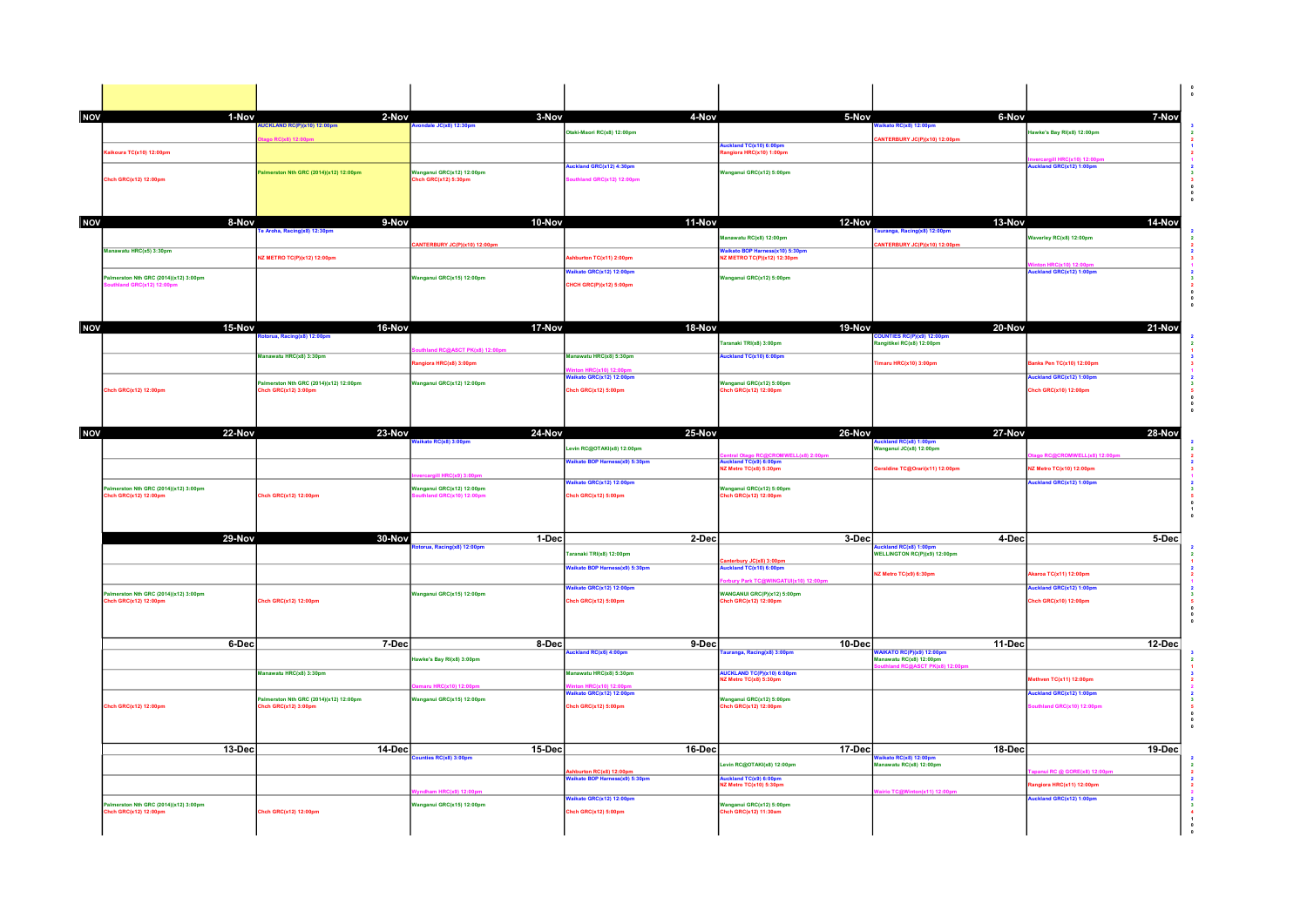| NOV | 1-Nov | 2-Nov | 3-Nov | 4-Nov | 5-Nov | 6-Nov | 7-Nov |
|---|---|---|---|---|---|---|---|
| | Kaikoura TC(x10) 12:00pm<br>Chch GRC(x12) 12:00pm | AUCKLAND RC(P)(x10) 12:00pm<br>Otago RC(x8) 12:00pm<br>Palmerston Nth GRC (2014)(x12) 12:00pm | Avondale JC(x8) 12:30pm<br>Wanganui GRC(x12) 12:00pm<br>Chch GRC(x12) 5:30pm | Otaki-Maori RC(x8) 12:00pm<br>Auckland GRC(x12) 4:30pm<br>Southland GRC(x12) 12:00pm | Auckland TC(x10) 6:00pm<br>Rangiora HRC(x10) 1:00pm<br>Wanganui GRC(x12) 5:00pm | Waikato RC(x8) 12:00pm<br>CANTERBURY JC(P)(x10) 12:00pm | Hawke's Bay RI(x8) 12:00pm<br>Invercargill HRC(x10) 12:00pm<br>Auckland GRC(x12) 1:00pm |

0 0 3 2 2 1 2 1 2 2 3 0 0 0

| NOV | 8-Nov | 9-Nov | 10-Nov | 11-Nov | 12-Nov | 13-Nov | 14-Nov |
|---|---|---|---|---|---|---|---|
| | Manawatu HRC(x5) 3:30pm<br>Palmerston Nth GRC (2014)(x12) 3:00pm<br>Southland GRC(x12) 12:00pm | Te Aroha, Racing(x8) 12:30pm<br>NZ METRO TC(P)(x12) 12:00pm | CANTERBURY JC(P)(x10) 12:00pm<br>Wanganui GRC(x15) 12:00pm | Ashburton TC(x11) 2:00pm<br>Waikato GRC(x12) 12:00pm<br>CHCH GRC(P)(x12) 5:00pm | Manawatu RC(x8) 12:00pm<br>Waikato BOP Harness(x10) 5:30pm<br>NZ METRO TC(P)(x12) 12:30pm<br>Wanganui GRC(x12) 5:00pm | Tauranga, Racing(x8) 12:00pm<br>CANTERBURY JC(P)(x10) 12:00pm | Waverley RC(x8) 12:00pm<br>Winton HRC(x10) 12:00pm<br>Auckland GRC(x12) 1:00pm |

2 2 2 2 3 1 2 3 2 0 0 0

| NOV | 15-Nov | 16-Nov | 17-Nov | 18-Nov | 19-Nov | 20-Nov | 21-Nov |
|---|---|---|---|---|---|---|---|
| | Chch GRC(x12) 12:00pm | Rotorua, Racing(x8) 12:00pm<br>Manawatu HRC(x8) 3:30pm<br>Palmerston Nth GRC (2014)(x12) 12:00pm<br>Chch GRC(x12) 3:00pm | Southland RC@ASCT PK(x8) 12:00pm<br>Rangiora HRC(x8) 3:00pm<br>Wanganui GRC(x12) 12:00pm | Manawatu HRC(x8) 5:30pm<br>Winton HRC(x10) 12:00pm<br>Waikato GRC(x12) 12:00pm<br>Chch GRC(x12) 5:00pm | Taranaki TRI(x8) 3:00pm<br>Auckland TC(x10) 6:00pm<br>Wanganui GRC(x12) 5:00pm<br>Chch GRC(x12) 12:00pm | COUNTIES RC(P)(x9) 12:00pm<br>Rangitikei RC(x8) 12:00pm<br>Timaru HRC(x10) 3:00pm | Banks Pen TC(x10) 12:00pm<br>Auckland GRC(x12) 1:00pm<br>Chch GRC(x10) 12:00pm |

2 2 1 3 3 1 2 3 5 0 0 0

| NOV | 22-Nov | 23-Nov | 24-Nov | 25-Nov | 26-Nov | 27-Nov | 28-Nov |
|---|---|---|---|---|---|---|---|
| | Palmerston Nth GRC (2014)(x12) 3:00pm<br>Chch GRC(x12) 12:00pm | Chch GRC(x12) 12:00pm | Waikato RC(x8) 3:00pm<br>Invercargill HRC(x9) 3:00pm<br>Wanganui GRC(x12) 12:00pm<br>Southland GRC(x10) 12:00pm | Levin RC@OTAKI(x8) 12:00pm<br>Waikato BOP Harness(x9) 5:30pm<br>Waikato GRC(x12) 12:00pm<br>Chch GRC(x12) 5:00pm | Central Otago RC@CROMWELL(x8) 2:00pm<br>Auckland TC(x9) 6:00pm<br>NZ Metro TC(x8) 5:30pm<br>Wanganui GRC(x12) 5:00pm<br>Chch GRC(x12) 12:00pm | Auckland RC(x8) 1:00pm<br>Wanganui JC(x8) 12:00pm<br>Geraldine TC@Orari(x11) 12:00pm | Otago RC@CROMWELL(x8) 12:00pm<br>NZ Metro TC(x10) 12:00pm<br>Auckland GRC(x12) 1:00pm |

2 2 2 2 3 1 2 3 5 0 1 0

| | 29-Nov | 30-Nov | 1-Dec | 2-Dec | 3-Dec | 4-Dec | 5-Dec |
|---|---|---|---|---|---|---|---|
| | Palmerston Nth GRC (2014)(x12) 3:00pm<br>Chch GRC(x12) 12:00pm | Chch GRC(x12) 12:00pm | Rotorua, Racing(x8) 12:00pm<br>Wanganui GRC(x15) 12:00pm | Taranaki TRI(x8) 12:00pm<br>Waikato BOP Harness(x9) 5:30pm<br>Waikato GRC(x12) 12:00pm<br>Chch GRC(x12) 5:00pm | Canterbury JC(x8) 3:00pm<br>Auckland TC(x10) 6:00pm<br>Forbury Park TC@WINGATUI(x10) 12:00pm<br>WANGANUI GRC(P)(x12) 5:00pm<br>Chch GRC(x12) 12:00pm | Auckland RC(x8) 1:00pm<br>WELLINGTON RC(P)(x9) 12:00pm<br>NZ Metro TC(x9) 6:30pm | Akaroa TC(x11) 12:00pm<br>Auckland GRC(x12) 1:00pm<br>Chch GRC(x10) 12:00pm |

2 2 1 2 2 1 2 3 5 0 0 0

| | 6-Dec | 7-Dec | 8-Dec | 9-Dec | 10-Dec | 11-Dec | 12-Dec |
|---|---|---|---|---|---|---|---|
| | Chch GRC(x12) 12:00pm | Manawatu HRC(x8) 3:30pm<br>Palmerston Nth GRC (2014)(x12) 12:00pm<br>Chch GRC(x12) 3:00pm | Hawke's Bay RI(x8) 3:00pm<br>Oamaru HRC(x10) 12:00pm<br>Wanganui GRC(x15) 12:00pm | Auckland RC(x8) 4:00pm<br>Manawatu HRC(x8) 5:30pm<br>Winton HRC(x10) 12:00pm<br>Waikato GRC(x12) 12:00pm<br>Chch GRC(x12) 5:00pm | Tauranga, Racing(x8) 3:00pm<br>AUCKLAND TC(P)(x10) 6:00pm<br>NZ Metro TC(x8) 5:30pm<br>Wanganui GRC(x12) 5:00pm<br>Chch GRC(x12) 12:00pm | WAIKATO RC(P)(x9) 12:00pm<br>Manawatu RC(x8) 12:00pm<br>Southland RC@ASCT PK(x8) 12:00pm | Methven TC(x11) 12:00pm<br>Auckland GRC(x12) 1:00pm<br>Southland GRC(x10) 12:00pm |

3 2 1 3 2 2 2 3 5 0 0 0

| | 13-Dec | 14-Dec | 15-Dec | 16-Dec | 17-Dec | 18-Dec | 19-Dec |
|---|---|---|---|---|---|---|---|
| | Palmerston Nth GRC (2014)(x12) 3:00pm<br>Chch GRC(x12) 12:00pm | Chch GRC(x12) 12:00pm | Counties RC(x8) 3:00pm<br>Wyndham HRC(x9) 12:00pm<br>Wanganui GRC(x15) 12:00pm | Ashburton RC(x8) 12:00pm<br>Waikato BOP Harness(x9) 5:30pm<br>Waikato GRC(x12) 12:00pm<br>Chch GRC(x12) 5:00pm | Levin RC@OTAKI(x8) 12:00pm<br>Auckland TC(x9) 6:00pm<br>NZ Metro TC(x10) 5:30pm<br>Wanganui GRC(x12) 5:00pm<br>Chch GRC(x12) 11:30am | Waikato RC(x8) 12:00pm<br>Manawatu RC(x8) 12:00pm<br>Wairio TC@Winton(x11) 12:00pm | Tapanui RC @ GORE(x8) 12:00pm<br>Rangiora HRC(x11) 12:00pm<br>Auckland GRC(x12) 1:00pm |

2 2 2 2 2 2 2 3 4 1 0 0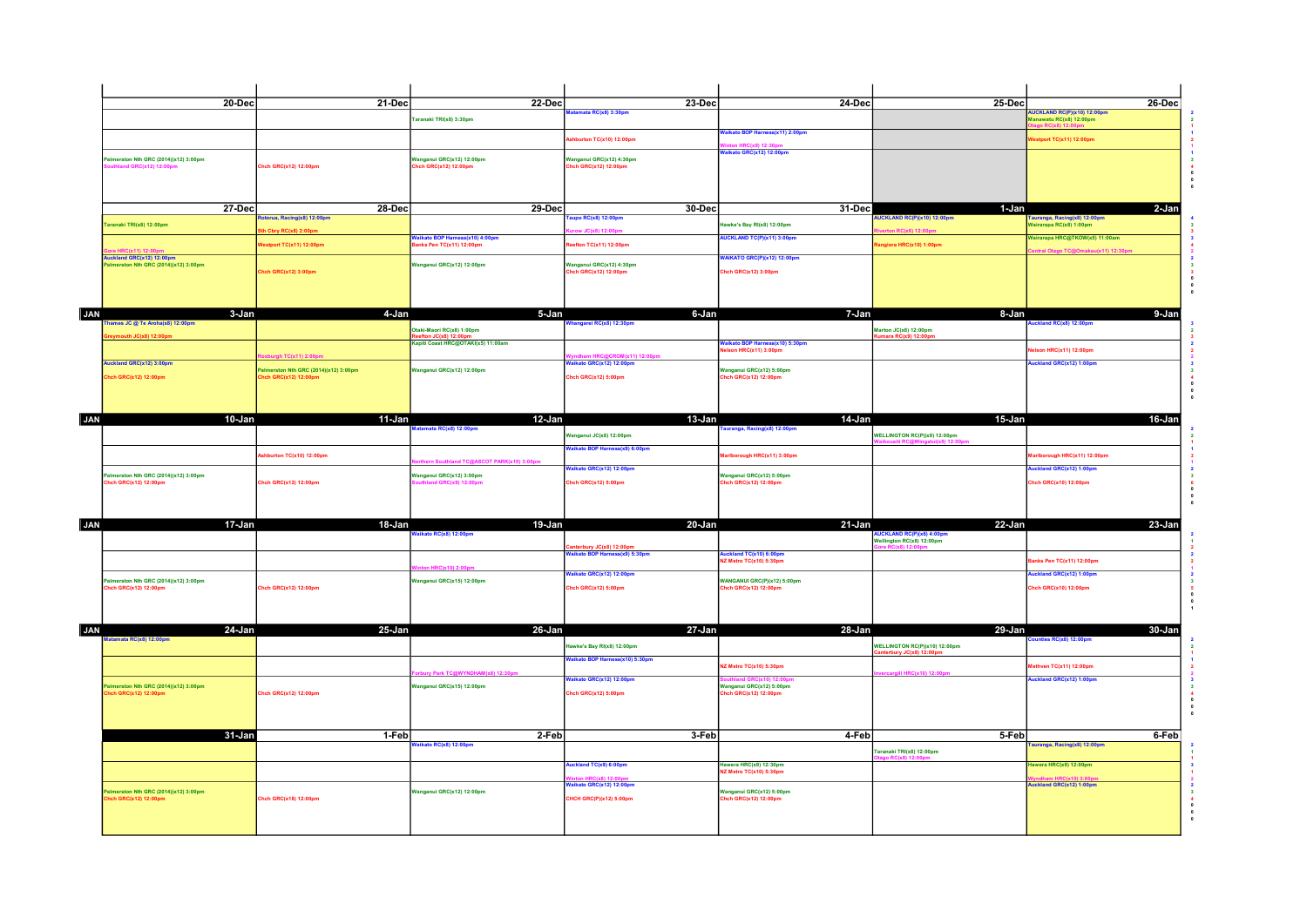| 20-Dec | 21-Dec | 22-Dec | 23-Dec | 24-Dec | 25-Dec | 26-Dec | |
|---|---|---|---|---|---|---|---|
| | | Taranaki TR(x8) 3:30pm | Matamata RC(x8) 3:30pm | | | AUCKLAND RC(P)(x10) 12:00pm<br>Manawatu RC(x8) 12:00pm<br>Otago RC(x8) 12:00pm | 2<br>2<br>1 |
| | | | Ashburton TC(x10) 12:00pm | Waikato BOP Harness(x11) 2:00pm<br>Winton HRC(x8) 12:30pm | | Westport TC(x11) 12:00pm | 1<br>2<br>1 |
| Palmerston Nth GRC (2014)(x12) 3:00pm<br>Southland GRC(x12) 12:00pm | Chch GRC(x12) 12:00pm | Wanganui GRC(x12) 12:00pm<br>Chch GRC(x12) 12:00pm | Wanganui GRC(x12) 4:30pm<br>Chch GRC(x12) 12:00pm | Waikato GRC(x12) 12:00pm | | | 3<br>4<br>0<br>0<br>0 |

| 27-Dec | 28-Dec | 29-Dec | 30-Dec | 31-Dec | 1-Jan | 2-Jan | |
|---|---|---|---|---|---|---|---|
| Taranaki TR(x8) 12:00pm | Rotorua, Racing(x8) 12:00pm<br>Sth Cbry RC(x8) 2:00pm | | Taupo RC(x8) 12:00pm<br>Kurow JC(x8) 12:00pm | Hawke's Bay RI(x8) 12:00pm | AUCKLAND RC(P)(x10) 12:00pm<br>Riverton RC(x8) 12:00pm | Tauranga, Racing(x8) 12:00pm<br>Wairarapa RC(x8) 1:00pm | 4<br>3<br>3 |
| Gore HRC(x11) 12:00pm | Westport TC(x11) 12:00pm | Waikato BOP Harness(x10) 4:00pm<br>Banks Pen TC(x11) 12:00pm | Reefton TC(x11) 12:00pm | AUCKLAND TC(P)(x11) 3:00pm | Rangiora HRC(x10) 1:00pm | Wairarapa HRC@TKOW(x5) 11:00am<br>Central Otago TC@Omakau(x11) 12:30pm | 3<br>4<br>2 |
| Auckland GRC(x12) 12:00pm<br>Palmerston Nth GRC (2014)(x12) 3:00pm | Chch GRC(x12) 3:00pm | Wanganui GRC(x12) 12:00pm | Wanganui GRC(x12) 4:30pm<br>Chch GRC(x12) 12:00pm | WAIKATO GRC(P)(x12) 12:00pm<br>Chch GRC(x12) 3:00pm | | | 2<br>3<br>3<br>0<br>0<br>0 |

| JAN | 3-Jan | 4-Jan | 5-Jan | 6-Jan | 7-Jan | 8-Jan | 9-Jan | |
|---|---|---|---|---|---|---|---|---|
| | Thames JC @ Te Aroha(x8) 12:00pm<br>Greymouth JC(x8) 12:00pm | | Otaki-Maori RC(x8) 1:00pm<br>Reefton JC(x8) 12:00pm<br>Kapiti Coast HRC@OTAKI(x5) 11:00am | Whangarei RC(x8) 12:30pm | | Marton JC(x8) 12:00pm<br>Kumara RC(x9) 12:00pm | Auckland RC(x8) 12:00pm | 3<br>2<br>3 |
| | | Roxburgh TC(x11) 2:00pm | | Wyndham HRC@CRQM(x11) 12:00pm | Waikato BOP Harness(x10) 5:30pm<br>Nelson HRC(x11) 3:00pm | | Nelson HRC(x11) 12:00pm | 2<br>2<br>2 |
| | Auckland GRC(x12) 3:00pm<br>Chch GRC(x12) 12:00pm | Palmerston Nth GRC (2014)(x12) 3:00pm<br>Chch GRC(x12) 12:00pm | Wanganui GRC(x12) 12:00pm | Waikato GRC(x12) 12:00pm<br>Chch GRC(x12) 5:00pm | Wanganui GRC(x12) 5:00pm<br>Chch GRC(x12) 12:00pm | | Auckland GRC(x12) 1:00pm | 3<br>3<br>4<br>0<br>0<br>0 |

| JAN | 10-Jan | 11-Jan | 12-Jan | 13-Jan | 14-Jan | 15-Jan | 16-Jan | |
|---|---|---|---|---|---|---|---|---|
| | | | Matamata RC(x8) 12:00pm | Wanganui JC(x8) 12:00pm | Tauranga, Racing(x8) 12:00pm | WELLINGTON RC(P)(x9) 12:00pm<br>Waikouaiti RC@Wingatui(x8) 12:00pm | | 2<br>2<br>1 |
| | | Ashburton TC(x10) 12:00pm | Northern Southland TC@ASCOT PARK(x10) 3:00pm | Waikato BOP Harness(x9) 6:00pm | Marlborough HRC(x11) 3:00pm | | Marlborough HRC(x11) 12:00pm | 1<br>3<br>1 |
| | Palmerston Nth GRC (2014)(x12) 3:00pm<br>Chch GRC(x12) 12:00pm | Chch GRC(x12) 12:00pm | Wanganui GRC(x12) 3:00pm<br>Southland GRC(x9) 12:00pm | Waikato GRC(x12) 12:00pm<br>Chch GRC(x12) 5:00pm | Wanganui GRC(x12) 5:00pm<br>Chch GRC(x12) 12:00pm | | Auckland GRC(x12) 1:00pm<br>Chch GRC(x10) 12:00pm | 2<br>3<br>6<br>0<br>0<br>0 |

| JAN | 17-Jan | 18-Jan | 19-Jan | 20-Jan | 21-Jan | 22-Jan | 23-Jan | |
|---|---|---|---|---|---|---|---|---|
| | | | Waikato RC(x8) 12:00pm | Canterbury JC(x8) 12:00pm | | AUCKLAND RC(P)(x8) 4:00pm<br>Wellington RC(x8) 12:00pm<br>Gore RC(x8) 12:00pm | | 2<br>1<br>2 |
| | | | Winton HRC(x10) 2:00pm | Waikato BOP Harness(x9) 5:30pm | Auckland TC(x10) 6:00pm<br>NZ Metro TC(x10) 5:30pm | | Banks Pen TC(x11) 12:00pm | 2<br>2<br>1 |
| | Palmerston Nth GRC (2014)(x12) 3:00pm<br>Chch GRC(x12) 12:00pm | Chch GRC(x12) 12:00pm | Wanganui GRC(x15) 12:00pm | Waikato GRC(x12) 12:00pm<br>Chch GRC(x12) 5:00pm | WANGANUI GRC(P)(x12) 5:00pm<br>Chch GRC(x12) 12:00pm | | Auckland GRC(x12) 1:00pm<br>Chch GRC(x10) 12:00pm | 2<br>3<br>5<br>0<br>0<br>1 |

| JAN | 24-Jan | 25-Jan | 26-Jan | 27-Jan | 28-Jan | 29-Jan | 30-Jan | |
|---|---|---|---|---|---|---|---|---|
| | Matamata RC(x8) 12:00pm | | | Hawke's Bay RI(x8) 12:00pm | | WELLINGTON RC(P)(x10) 12:00pm<br>Canterbury JC(x8) 12:00pm | Counties RC(x8) 12:00pm | 2<br>2<br>1 |
| | | | Forbury Park TC@WYNDHAM(x8) 12:30pm | Waikato BOP Harness(x10) 5:30pm | NZ Metro TC(x10) 5:30pm | Invercargill HRC(x10) 12:00pm | Methven TC(x11) 12:00pm | 1<br>2<br>2 |
| | Palmerston Nth GRC (2014)(x12) 3:00pm<br>Chch GRC(x12) 12:00pm | Chch GRC(x12) 12:00pm | Wanganui GRC(x15) 12:00pm | Waikato GRC(x12) 12:00pm<br>Chch GRC(x12) 5:00pm | Southland GRC(x10) 12:00pm<br>Wanganui GRC(x12) 5:00pm<br>Chch GRC(x12) 12:00pm | | Auckland GRC(x12) 1:00pm | 3<br>3<br>4<br>0<br>0<br>0 |

| 31-Jan | 1-Feb | 2-Feb | 3-Feb | 4-Feb | 5-Feb | 6-Feb | |
|---|---|---|---|---|---|---|---|
| | | Waikato RC(x8) 12:00pm | | | Taranaki TR(x8) 12:00pm<br>Otago RC(x8) 12:00pm | Tauranga, Racing(x8) 12:00pm | 2<br>1<br>1 |
| | | | Auckland TC(x9) 6:00pm<br>Winton HRC(x8) 12:00pm | Hawera HRC(x9) 12:30pm<br>NZ Metro TC(x10) 5:30pm | | Hawera HRC(x9) 12:00pm<br>Wyndham HRC(x10) 3:00pm | 3<br>1<br>2 |
| Palmerston Nth GRC (2014)(x12) 3:00pm<br>Chch GRC(x12) 12:00pm | Chch GRC(x18) 12:00pm | Wanganui GRC(x12) 12:00pm | Waikato GRC(x12) 12:00pm<br>CHCH GRC(P)(x12) 5:00pm | Wanganui GRC(x12) 5:00pm<br>Chch GRC(x12) 12:00pm | | Auckland GRC(x12) 1:00pm | 2<br>3<br>4<br>0<br>0<br>0 |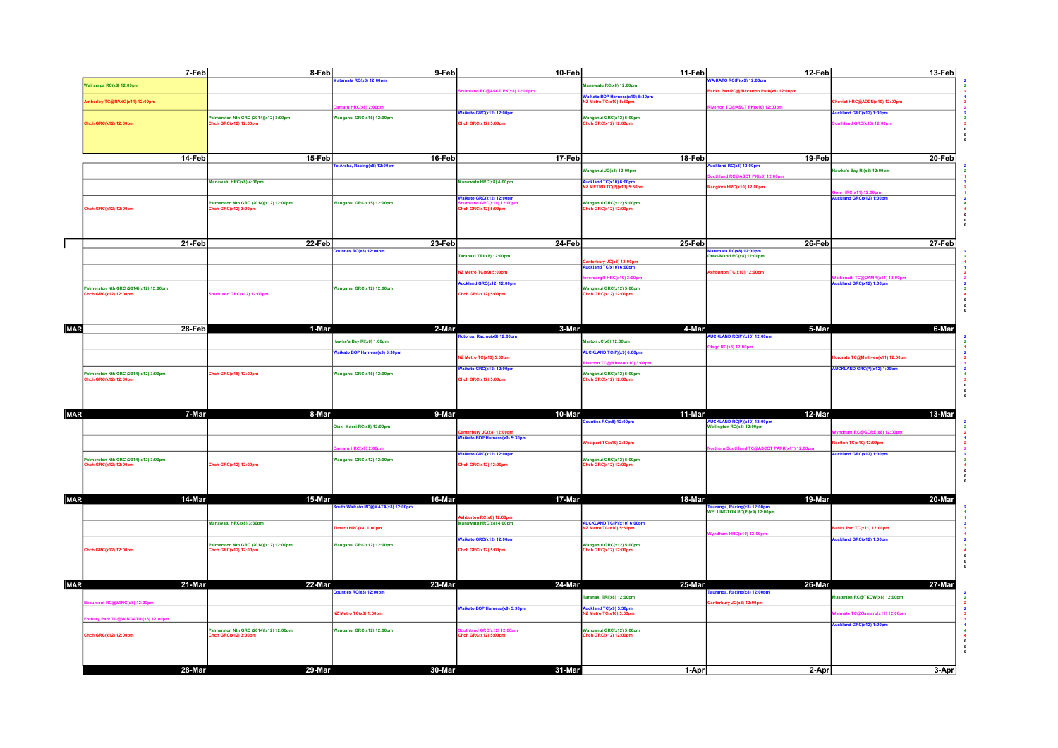| 7-Feb | 8-Feb | 9-Feb | 10-Feb | 11-Feb | 12-Feb | 13-Feb |
|---|---|---|---|---|---|---|
| Wairarapa RC(x8) 12:00pm | | Matamata RC(x8) 12:00pm | Southland RC@ASCT PK(x8) 12:00pm | Manawatu RC(x8) 12:00pm | WAIKATO RC(P)(x9) 12:00pm<br>Banks Pen RC@Riccarton Park(x8) 12:00pm | |
| Amberley TC@RANG(x11) 12:00pm | | Oamaru HRC(x8) 2:00pm | | Waikato BOP Harness(x10) 5:30pm<br>NZ Metro TC(x10) 5:30pm | Riverton TC@ASCT PK(x10) 12:00pm | Cheviot HRC@ADDN(x10) 12:00pm |
| Chch GRC(x12) 12:00pm | Palmerston Nth GRC (2014)(x12) 3:00pm<br>Chch GRC(x12) 12:00pm | Wanganui GRC(x15) 12:00pm | Waikato GRC(x12) 12:00pm<br>Chch GRC(x12) 5:00pm | Wanganui GRC(x12) 5:00pm<br>Chch GRC(x12) 12:00pm | | Auckland GRC(x12) 1:00pm<br>Southland GRC(x10) 12:00pm |

| 14-Feb | 15-Feb | 16-Feb | 17-Feb | 18-Feb | 19-Feb | 20-Feb |
|---|---|---|---|---|---|---|
| | | Te Aroha, Racing(x8) 12:00pm | | Wanganui JC(x8) 12:00pm | Auckland RC(x8) 12:00pm<br>Southland RC@ASCT PK(x8) 12:00pm | Hawke's Bay RI(x8) 12:00pm |
| | Manawatu HRC(x8) 4:00pm | | Manawatu HRC(x8) 4:00pm | Auckland TC(x10) 6:00pm<br>NZ METRO TC(P)(x10) 5:30pm | Rangiora HRC(x10) 12:00pm | Gore HRC(x11) 12:00pm |
| Chch GRC(x12) 12:00pm | Palmerston Nth GRC (2014)(x12) 12:00pm<br>Chch GRC(x12) 3:00pm | Wanganui GRC(x15) 12:00pm | Waikato GRC(x12) 12:00pm<br>Southland GRC(x10) 12:00pm<br>Chch GRC(x12) 5:00pm | Wanganui GRC(x12) 5:00pm<br>Chch GRC(x12) 12:00pm | | Auckland GRC(x12) 1:00pm |

| 21-Feb | 22-Feb | 23-Feb | 24-Feb | 25-Feb | 26-Feb | 27-Feb |
|---|---|---|---|---|---|---|
| | | Counties RC(x8) 12:00pm | Taranaki TRI(x8) 12:00pm | Canterbury JC(x8) 12:00pm<br>Auckland TC(x10) 6:00pm | Matamata RC(x8) 12:00pm<br>Otaki-Maori RC(x9) 12:00pm | |
| | | | NZ Metro TC(x9) 5:00pm | Invercargill HRC(x10) 3:00pm | Ashburton TC(x10) 12:00pm | Waikouaiti TC@OAMR(x11) 12:00pm |
| Palmerston Nth GRC (2014)(x12) 12:00pm<br>Chch GRC(x12) 12:00pm | Southland GRC(x12) 12:00pm | Wanganui GRC(x12) 12:00pm | Auckland GRC(x12) 12:00pm<br>Chch GRC(x12) 5:00pm | Wanganui GRC(x12) 5:00pm<br>Chch GRC(x12) 12:00pm | | Auckland GRC(x12) 1:00pm |

| 28-Feb | 1-Mar | 2-Mar | 3-Mar | 4-Mar | 5-Mar | 6-Mar |
|---|---|---|---|---|---|---|
| | | Hawke's Bay RI(x8) 1:00pm | Rotorua, Racing(x8) 12:00pm | Marton JC(x8) 12:00pm | AUCKLAND RC(P)(x10) 12:00pm<br>Otago RC(x8) 12:00pm | |
| | | Waikato BOP Harness(x9) 5:30pm | NZ Metro TC(x10) 5:30pm | AUCKLAND TC(P)(x9) 6:00pm<br>Riverton TC@Winton(x10) 3:00pm | | Hororata TC@Methven(x11) 12:00pm |
| Palmerston Nth GRC (2014)(x12) 3:00pm<br>Chch GRC(x12) 12:00pm | Chch GRC(x18) 12:00pm | Wanganui GRC(x15) 12:00pm | Waikato GRC(x12) 12:00pm<br>Chch GRC(x12) 5:00pm | Wanganui GRC(x12) 5:00pm<br>Chch GRC(x12) 12:00pm | | AUCKLAND GRC(P)(x12) 1:00pm |

| 7-Mar | 8-Mar | 9-Mar | 10-Mar | 11-Mar | 12-Mar | 13-Mar |
|---|---|---|---|---|---|---|
| | | Otaki-Maori RC(x8) 12:00pm | Canterbury JC(x8) 12:00pm<br>Waikato BOP Harness(x9) 5:30pm | Counties RC(x8) 12:00pm | AUCKLAND RC(P)(x10) 12:00pm<br>Wellington RC(x8) 12:00pm | Wyndham RC@GORE(x8) 12:00pm |
| | | Oamaru HRC(x9) 2:00pm | | Westport TC(x10) 2:30pm | Northern Southland TC@ASCOT PARK(x11) 12:00pm | Reefton TC(x10) 12:00pm |
| Palmerston Nth GRC (2014)(x12) 3:00pm<br>Chch GRC(x12) 12:00pm | Chch GRC(x12) 12:00pm | Wanganui GRC(x12) 12:00pm | Waikato GRC(x12) 12:00pm<br>Chch GRC(x12) 12:00pm | Wanganui GRC(x12) 5:00pm<br>Chch GRC(x12) 12:00pm | | Auckland GRC(x12) 1:00pm |

| 14-Mar | 15-Mar | 16-Mar | 17-Mar | 18-Mar | 19-Mar | 20-Mar |
|---|---|---|---|---|---|---|
| | | South Waikato RC@MATA(x8) 12:00pm | Ashburton RC(x8) 12:00pm<br>Manawatu HRC(x8) 4:00pm | | Tauranga, Racing(x8) 12:00pm<br>WELLINGTON RC(P)(x9) 12:00pm | |
| | Manawatu HRC(x8) 3:30pm | Timaru HRC(x8) 1:00pm | | AUCKLAND TC(P)(x10) 6:00pm<br>NZ Metro TC(x10) 5:30pm | Wyndham HRC(x10) 12:00pm | Banks Pen TC(x11) 12:00pm |
| Chch GRC(x12) 12:00pm | Palmerston Nth GRC (2014)(x12) 12:00pm<br>Chch GRC(x12) 12:00pm | Wanganui GRC(x12) 12:00pm | Waikato GRC(x12) 12:00pm<br>Chch GRC(x12) 5:00pm | Wanganui GRC(x12) 5:00pm<br>Chch GRC(x12) 12:00pm | | Auckland GRC(x12) 1:00pm |

| 21-Mar | 22-Mar | 23-Mar | 24-Mar | 25-Mar | 26-Mar | 27-Mar |
|---|---|---|---|---|---|---|
| Beaumont RC@WING(x8) 12:30pm | | Counties RC(x8) 12:00pm | | Taranaki TRI(x8) 12:00pm | Tauranga, Racing(x8) 12:00pm<br>Canterbury JC(x8) 12:00pm | Masterton RC@TROW(x8) 12:00pm |
| Forbury Park TC@WINGATUI(x6) 12:00pm | | NZ Metro TC(x8) 1:00pm | Waikato BOP Harness(x9) 5:30pm | Auckland TC(x9) 5:30pm<br>NZ Metro TC(x10) 5:30pm | | Waimate TC@Oamaru(x11) 12:00pm |
| Chch GRC(x12) 12:00pm | Palmerston Nth GRC (2014)(x12) 12:00pm<br>Chch GRC(x12) 3:00pm | Wanganui GRC(x12) 12:00pm | Southland GRC(x12) 12:00pm<br>Chch GRC(x12) 5:00pm | Wanganui GRC(x12) 5:00pm<br>Chch GRC(x12) 12:00pm | | Auckland GRC(x12) 1:00pm |

| 28-Mar | 29-Mar | 30-Mar | 31-Mar | 1-Apr | 2-Apr | 3-Apr |
|---|---|---|---|---|---|---|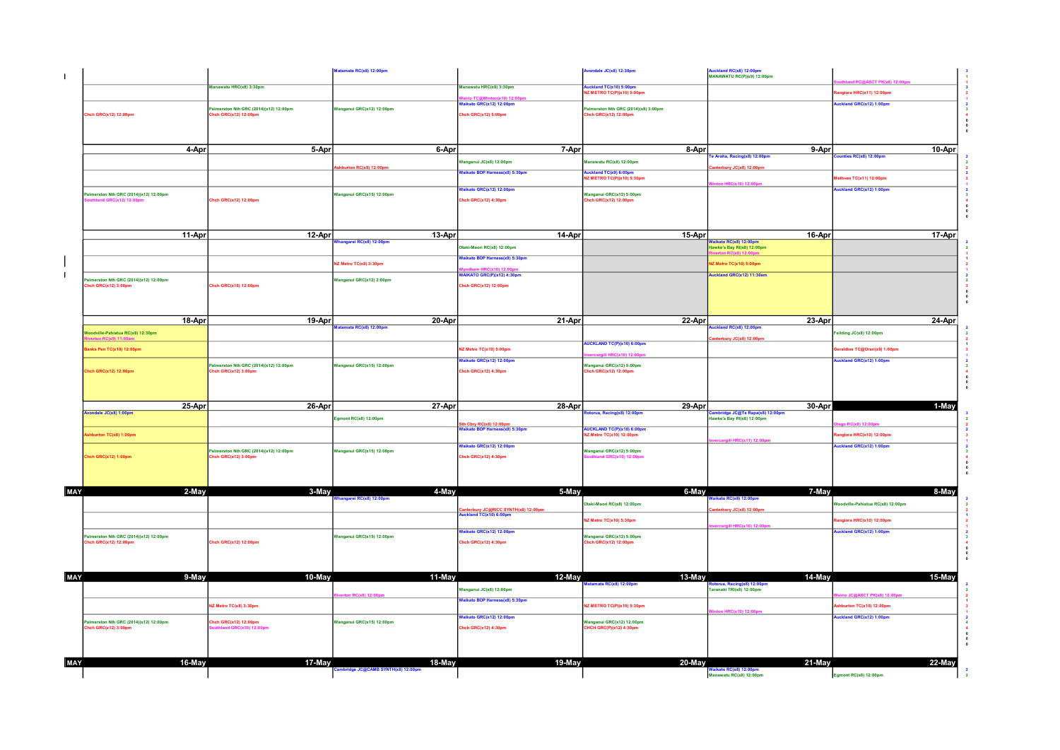| | | | | | | |
|---|---|---|---|---|---|---|
| Chch GRC(x12) 12:00pm | Manawatu HRC(x8) 3:30pm<br>Palmerston Nth GRC (2014)(x12) 12:00pm<br>Chch GRC(x12) 12:00pm | Matamata RC(x8) 12:00pm<br>Wanganui GRC(x12) 12:00pm | Manawatu HRC(x8) 3:30pm<br>Wairio TC@Winton(x10) 12:00pm<br>Waikato GRC(x12) 12:00pm<br>Chch GRC(x12) 5:00pm | Avondale JC(x8) 12:30pm<br>Auckland TC(x10) 5:00pm<br>NZ METRO TC(P)(x10) 5:00pm<br>Palmerston Nth GRC (2014)(x8) 3:00pm<br>Chch GRC(x12) 12:00pm | Auckland RC(x8) 12:00pm<br>MANAWATU RC(P)(x9) 12:00pm | Southland RC@ASCT PK(x8) 12:00pm<br>Rangiora HRC(x11) 12:00pm<br>Auckland GRC(x12) 1:00pm |
| **4-Apr** | **5-Apr** | **6-Apr** | **7-Apr** | **8-Apr** | **9-Apr** | **10-Apr** |
| Palmerston Nth GRC (2014)(x12) 12:00pm<br>Southland GRC(x12) 12:00pm | Chch GRC(x12) 12:00pm | Ashburton RC(x8) 12:00pm<br>Wanganui GRC(x15) 12:00pm | Wanganui JC(x8) 12:00pm<br>Waikato BOP Harness(x9) 5:30pm<br>Waikato GRC(x12) 12:00pm<br>Chch GRC(x12) 4:30pm | Manawatu RC(x8) 12:00pm<br>Auckland TC(x9) 6:00pm<br>NZ METRO TC(P)(x10) 5:30pm<br>Wanganui GRC(x12) 5:00pm<br>Chch GRC(x12) 12:00pm | Te Aroha, Racing(x8) 12:00pm<br>Canterbury JC(x8) 12:00pm<br>Winton HRC(x10) 12:00pm | Counties RC(x8) 12:00pm<br>Methven TC(x11) 12:00pm<br>Auckland GRC(x12) 1:00pm |
| **11-Apr** | **12-Apr** | **13-Apr** | **14-Apr** | **15-Apr** | **16-Apr** | **17-Apr** |
| Palmerston Nth GRC (2014)(x12) 12:00pm<br>Chch GRC(x12) 3:00pm | Chch GRC(x18) 12:00pm | Whangarei RC(x8) 12:00pm<br>NZ Metro TC(x8) 3:30pm<br>Wanganui GRC(x12) 2:00pm | Otaki-Maori RC(x8) 12:00pm<br>Waikato BOP Harness(x9) 5:30pm<br>Wyndham HRC(x10) 12:00pm<br>WAIKATO GRC(P)(x12) 4:30pm<br>Chch GRC(x12) 12:00pm | | Waikato RC(x8) 12:00pm<br>Hawke's Bay RI(x8) 12:00pm<br>Riverton RC(x6) 12:00pm<br>NZ Metro TC(x10) 5:00pm<br>Auckland GRC(x12) 11:30am | |
| **18-Apr** | **19-Apr** | **20-Apr** | **21-Apr** | **22-Apr** | **23-Apr** | **24-Apr** |
| Woodville-Pahiatua RC(x8) 12:30pm<br>Riverton RC(x9) 11:00am<br>Banks Pen TC(x10) 12:00pm<br>Chch GRC(x12) 12:00pm | Palmerston Nth GRC (2014)(x12) 12:00pm<br>Chch GRC(x12) 3:00pm | Matamata RC(x8) 12:00pm<br>Wanganui GRC(x15) 12:00pm | NZ Metro TC(x10) 5:00pm<br>Waikato GRC(x12) 12:00pm<br>Chch GRC(x12) 4:30pm | AUCKLAND TC(P)(x10) 6:00pm<br>Invercargill HRC(x10) 12:00pm<br>Wanganui GRC(x12) 5:00pm<br>Chch GRC(x12) 12:00pm | Auckland RC(x8) 12:00pm<br>Canterbury JC(x8) 12:00pm | Feilding JC(x8) 12:00pm<br>Geraldine TC@Orari(x9) 1:00pm<br>Auckland GRC(x12) 1:00pm |
| **25-Apr** | **26-Apr** | **27-Apr** | **28-Apr** | **29-Apr** | **30-Apr** | **1-May** |
| Avondale JC(x8) 1:00pm<br>Ashburton TC(x8) 1:00pm<br>Chch GRC(x12) 1:00pm | Palmerston Nth GRC (2014)(x12) 12:00pm<br>Chch GRC(x12) 3:00pm | Egmont RC(x8) 12:00pm<br>Wanganui GRC(x15) 12:00pm | Sth Cbry RC(x8) 12:00pm<br>Waikato BOP Harness(x9) 5:30pm<br>Waikato GRC(x12) 12:00pm<br>Chch GRC(x12) 4:30pm | Rotorua, Racing(x8) 12:00pm<br>AUCKLAND TC(P)(x10) 6:00pm<br>NZ Metro TC(x10) 12:00pm<br>Wanganui GRC(x12) 5:00pm<br>Southland GRC(x10) 12:00pm | Cambridge JC@Te Rapa(x8) 12:00pm<br>Hawke's Bay RI(x8) 12:00pm<br>Invercargill HRC(x11) 12:00pm | Otago RC(x8) 12:00pm<br>Rangiora HRC(x10) 12:00pm<br>Auckland GRC(x12) 1:00pm |
| **MAY 2-May** | **3-May** | **4-May** | **5-May** | **6-May** | **7-May** | **8-May** |
| Palmerston Nth GRC (2014)(x12) 12:00pm<br>Chch GRC(x12) 12:00pm | Chch GRC(x12) 12:00pm | Whangarei RC(x8) 12:00pm<br>Wanganui GRC(x15) 12:00pm | Canterbury JC@RICC SYNTH(x8) 12:00pm<br>Auckland TC(x10) 6:00pm<br>Waikato GRC(x12) 12:00pm<br>Chch GRC(x12) 4:30pm | Otaki-Maori RC(x8) 12:00pm<br>NZ Metro TC(x10) 5:30pm<br>Wanganui GRC(x12) 5:00pm<br>Chch GRC(x12) 12:00pm | Waikato RC(x8) 12:00pm<br>Canterbury JC(x8) 12:00pm<br>Invercargill HRC(x10) 12:00pm | Woodville-Pahiatua RC(x8) 12:00pm<br>Rangiora HRC(x10) 12:00pm<br>Auckland GRC(x12) 1:00pm |
| **MAY 9-May** | **10-May** | **11-May** | **12-May** | **13-May** | **14-May** | **15-May** |
| Palmerston Nth GRC (2014)(x12) 12:00pm<br>Chch GRC(x12) 3:00pm | NZ Metro TC(x8) 3:30pm<br>Chch GRC(x12) 12:00pm<br>Southland GRC(x10) 12:00pm | Riverton RC(x8) 12:00pm<br>Wanganui GRC(x15) 12:00pm | Wanganui JC(x8) 12:00pm<br>Waikato BOP Harness(x8) 5:30pm<br>Waikato GRC(x12) 12:00pm<br>Chch GRC(x12) 4:30pm | Matamata RC(x8) 12:00pm<br>NZ METRO TC(P)(x10) 5:30pm<br>Wanganui GRC(x12) 12:00pm<br>CHCH GRC(P)(x12) 4:30pm | Rotorua, Racing(x8) 12:00pm<br>Taranaki TRI(x8) 12:00pm<br>Winton HRC(x10) 12:00pm | Wairio JC@ASCT PK(x8) 12:00pm<br>Ashburton TC(x10) 12:00pm<br>Auckland GRC(x12) 1:00pm |
| **MAY 16-May** | **17-May** | **18-May** | **19-May** | **20-May** | **21-May** | **22-May** |
| | | Cambridge JC@CAMB SYNTH(x8) 12:00pm | | | Waikato RC(x8) 12:00pm<br>Manawatu RC(x8) 12:00pm | Egmont RC(x8) 12:00pm |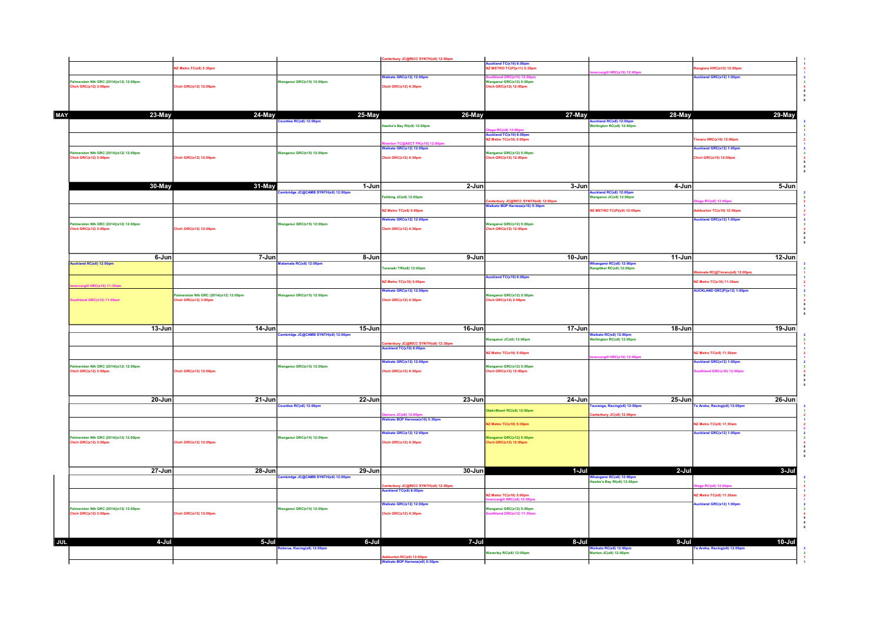| | | | | | | | | |
|---|---|---|---|---|---|---|---|---|
| | Palmerston Nth GRC (2014)(x12) 12:00pm<br>Chch GRC(x12) 3:00pm | NZ Metro TC(x8) 3:30pm<br>Chch GRC(x12) 12:00pm | Wanganui GRC(x15) 12:00pm | Canterbury JC@RICC SYNTH(x8) 12:00pm<br>Waikato GRC(x12) 12:00pm<br>Chch GRC(x12) 4:30pm | Auckland TC(x10) 6:00pm<br>NZ METRO TC(P)(x11) 5:30pm<br>Southland GRC(x13) 12:00pm<br>Wanganui GRC(x12) 5:00pm<br>Chch GRC(x12) 12:00pm | Invercargill HRC(x10) 12:00pm | Rangiora HRC(x10) 12:00pm<br>Auckland GRC(x12) 1:00pm | 1 1 3 1 3 3 4 0 0 0 |
| MAY | 23-May | 24-May | 25-May | 26-May | 27-May | 28-May | 29-May | |
| | Palmerston Nth GRC (2014)(x12) 12:00pm<br>Chch GRC(x12) 3:00pm | Chch GRC(x12) 12:00pm | Counties RC(x8) 12:00pm<br>Wanganui GRC(x15) 12:00pm | Hawke's Bay RI(x8) 12:00pm<br>Riverton TC@ASCOT PK(x10) 12:00pm<br>Waikato GRC(x12) 12:00pm<br>Chch GRC(x12) 4:30pm | Otago RC(x8) 12:00pm<br>Auckland TC(x10) 6:00pm<br>NZ Metro TC(x10) 5:00pm<br>Wanganui GRC(x12) 5:00pm<br>Chch GRC(x12) 12:00pm | Auckland RC(x8) 12:00pm<br>Wellington RC(x8) 12:00pm | Timaru HRC(x10) 12:00pm<br>Auckland GRC(x12) 1:00pm<br>Chch GRC(x10) 12:00pm | 2 2 1 1 2 1 2 3 5 0 0 0 |
| | 30-May | 31-May | 1-Jun | 2-Jun | 3-Jun | 4-Jun | 5-Jun | |
| | Palmerston Nth GRC (2014)(x12) 12:00pm<br>Chch GRC(x12) 3:00pm | Chch GRC(x12) 12:00pm | Cambridge JC@CAMB SYNTH(x8) 12:00pm<br>Wanganui GRC(x15) 12:00pm | Feilding JC(x8) 12:00pm<br>NZ Metro TC(x8) 5:00pm<br>Waikato GRC(x12) 12:00pm<br>Chch GRC(x12) 4:30pm | Canterbury JC@RICC SYNTH(x8) 12:00pm<br>Waikato BOP Harness(x10) 5:30pm<br>Wanganui GRC(x12) 5:00pm<br>Chch GRC(x12) 12:00pm | Auckland RC(x8) 12:00pm<br>Wanganui JC(x8) 12:00pm<br>NZ METRO TC(P)(x9) 12:00pm | Otago RC(x8) 12:00pm<br>Ashburton TC(x10) 12:00pm<br>Auckland GRC(x12) 1:00pm | 2 2 2 1 3 0 2 3 4 0 0 0 |
| | 6-Jun | 7-Jun | 8-Jun | 9-Jun | 10-Jun | 11-Jun | 12-Jun | |
| | Auckland RC(x8) 12:00pm<br>Invercargill HRC(x10) 11:30am<br>Southland GRC(x12) 11:00am | Palmerston Nth GRC (2014)(x12) 12:00pm<br>Chch GRC(x12) 3:00pm | Matamata RC(x8) 12:00pm<br>Wanganui GRC(x15) 12:00pm | Taranaki TRI(x8) 12:00pm<br>NZ Metro TC(x10) 5:00pm<br>Waikato GRC(x12) 12:00pm<br>Chch GRC(x12) 4:30pm | Auckland TC(x10) 6:00pm<br>Wanganui GRC(x12) 5:00pm<br>Chch GRC(x12) 2:00pm | Whangarei RC(x8) 12:00pm<br>Rangitikei RC(x8) 12:00pm | Waimate RC@Timaru(x8) 12:00pm<br>NZ Metro TC(x10) 11:30am<br>AUCKLAND GRC(P)(x12) 1:00pm | 3 2 1 1 2 1 2 3 4 0 0 0 |
| | 13-Jun | 14-Jun | 15-Jun | 16-Jun | 17-Jun | 18-Jun | 19-Jun | |
| | Palmerston Nth GRC (2014)(x12) 12:00pm<br>Chch GRC(x12) 3:00pm | Chch GRC(x12) 12:00pm | Cambridge JC@CAMB SYNTH(x8) 12:00pm<br>Wanganui GRC(x15) 12:00pm | Canterbury JC@RICC SYNTH(x8) 12:30pm<br>Auckland TC(x10) 6:00pm<br>Waikato GRC(x12) 12:00pm<br>Chch GRC(x12) 4:30pm | Wanganui JC(x8) 12:00pm<br>NZ Metro TC(x10) 5:00pm<br>Wanganui GRC(x12) 5:00pm<br>Chch GRC(x12) 12:00pm | Waikato RC(x8) 12:00pm<br>Wellington RC(x8) 12:00pm<br>Invercargill HRC(x10) 12:00pm | NZ Metro TC(x9) 11:30am<br>Auckland GRC(x12) 1:00pm<br>Southland GRC(x10) 12:00pm | 2 2 1 1 2 1 2 3 5 0 0 0 |
| | 20-Jun | 21-Jun | 22-Jun | 23-Jun | 24-Jun | 25-Jun | 26-Jun | |
| | Palmerston Nth GRC (2014)(x12) 12:00pm<br>Chch GRC(x12) 3:00pm | Chch GRC(x12) 12:00pm | Counties RC(x8) 12:00pm<br>Wanganui GRC(x15) 12:00pm | Oamaru JC(x8) 12:00pm<br>Waikato BOP Harness(x10) 5:30pm<br>Waikato GRC(x12) 12:00pm<br>Chch GRC(x12) 4:30pm | Otaki-Maori RC(x8) 12:00pm<br>NZ Metro TC(x10) 5:30pm<br>Wanganui GRC(x12) 5:00pm<br>Chch GRC(x12) 12:00pm | Tauranga, Racing(x8) 12:00pm<br>Canterbury JC(x8) 12:00pm | Te Aroha, Racing(x8) 12:00pm<br>NZ Metro TC(x8) 11:30am<br>Auckland GRC(x12) 1:00pm | 3 1 2 1 2 0 2 3 4 0 0 0 |
| | 27-Jun | 28-Jun | 29-Jun | 30-Jun | 1-Jul | 2-Jul | 3-Jul | |
| | Palmerston Nth GRC (2014)(x12) 12:00pm<br>Chch GRC(x12) 3:00pm | Chch GRC(x12) 12:00pm | Cambridge JC@CAMB SYNTH(x8) 12:00pm<br>Wanganui GRC(x15) 12:00pm | Canterbury JC@RICC SYNTH(x8) 12:00pm<br>Auckland TC(x8) 6:00pm<br>Waikato GRC(x12) 12:00pm<br>Chch GRC(x12) 4:30pm | NZ Metro TC(x10) 5:00pm<br>Invercargill HRC(x8) 12:00pm<br>Wanganui GRC(x12) 5:00pm<br>Southland GRC(x12) 11:30am | Whangarei RC(x8) 12:00pm<br>Hawke's Bay RI(x8) 12:00pm | Otago RC(x8) 12:00pm<br>NZ Metro TC(x9) 11:30am<br>Auckland GRC(x12) 1:00pm | 2 1 2 1 2 1 2 3 4 0 0 0 |
| JUL | 4-Jul | 5-Jul | 6-Jul | 7-Jul | 8-Jul | 9-Jul | 10-Jul | |
| | | | Rotorua, Racing(x8) 12:00pm | Ashburton RC(x8) 12:00pm<br>Waikato BOP Harness(x9) 5:30pm | Waverley RC(x8) 12:00pm | Waikato RC(x8) 12:00pm<br>Marton JC(x8) 12:00pm | Te Aroha, Racing(x8) 12:00pm | 3 2 1 1 |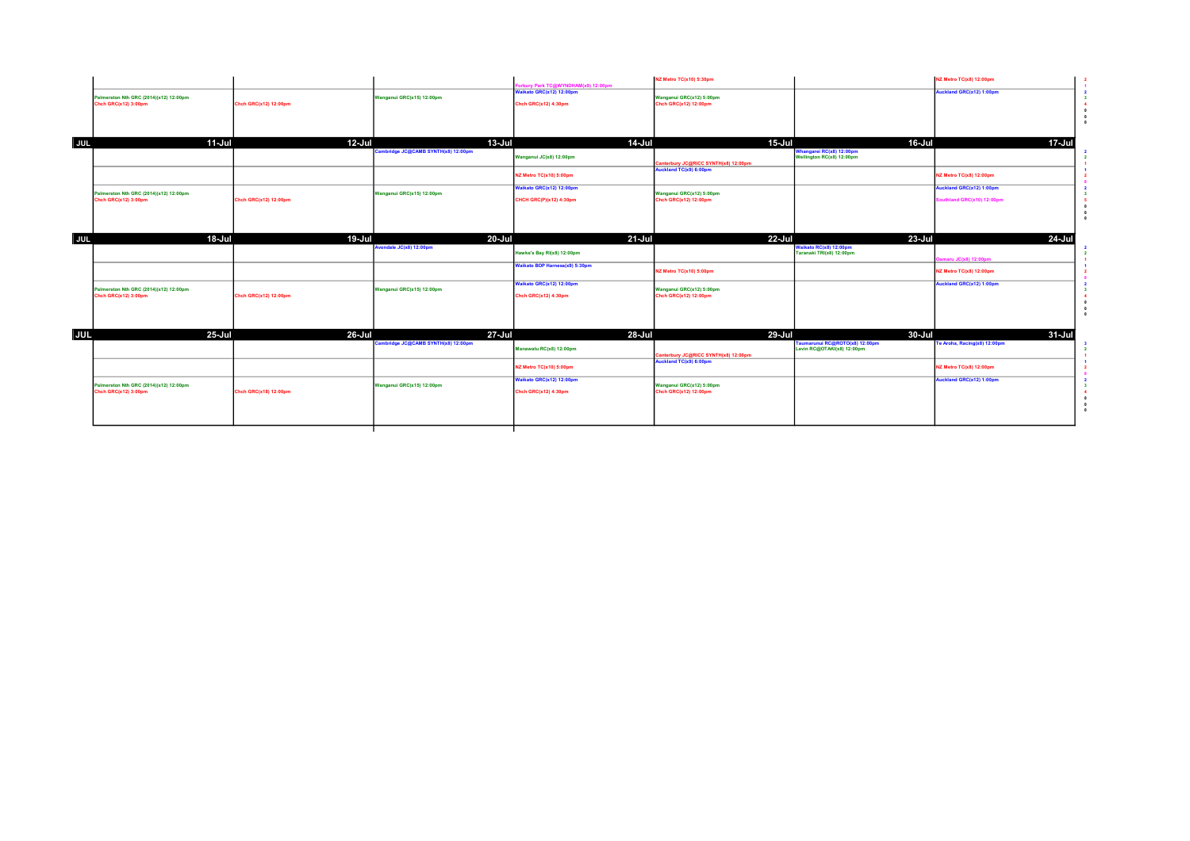| | | | | | | | |
|---|---|---|---|---|---|---|---|
| | | | Forbury Park TC@WYNDHAM(x9) 12:00pm | NZ Metro TC(x10) 5:30pm | | NZ Metro TC(x8) 12:00pm | 2<br>1 |
| Palmerston Nth GRC (2014)(x12) 12:00pm<br>Chch GRC(x12) 3:00pm | Chch GRC(x12) 12:00pm | Wanganui GRC(x15) 12:00pm | Waikato GRC(x12) 12:00pm<br>Chch GRC(x12) 4:30pm | Wanganui GRC(x12) 5:00pm<br>Chch GRC(x12) 12:00pm | | Auckland GRC(x12) 1:00pm | 2<br>3<br>4<br>0<br>0<br>0 |

| JUL 11-Jul | 12-Jul | 13-Jul | 14-Jul | 15-Jul | 16-Jul | 17-Jul | |
|---|---|---|---|---|---|---|---|
| | | Cambridge JC@CAMB SYNTH(x8) 12:00pm | Wanganui JC(x8) 12:00pm | Canterbury JC@RICC SYNTH(x8) 12:00pm | Whangarei RC(x8) 12:00pm<br>Wellington RC(x8) 12:00pm | | 2<br>2<br>1 |
| | | | NZ Metro TC(x10) 5:00pm | Auckland TC(x9) 6:00pm | | NZ Metro TC(x8) 12:00pm | 1<br>2<br>0 |
| Palmerston Nth GRC (2014)(x12) 12:00pm<br>Chch GRC(x12) 3:00pm | Chch GRC(x12) 12:00pm | Wanganui GRC(x15) 12:00pm | Waikato GRC(x12) 12:00pm<br>CHCH GRC(P)(x12) 4:30pm | Wanganui GRC(x12) 5:00pm<br>Chch GRC(x12) 12:00pm | | Auckland GRC(x12) 1:00pm<br>Southland GRC(x10) 12:00pm | 2<br>3<br>5<br>0<br>0<br>0 |

| JUL 18-Jul | 19-Jul | 20-Jul | 21-Jul | 22-Jul | 23-Jul | 24-Jul | |
|---|---|---|---|---|---|---|---|
| | | Avondale JC(x8) 12:00pm | Hawke's Bay RI(x8) 12:00pm | | Waikato RC(x8) 12:00pm<br>Taranaki TRI(x8) 12:00pm | Oamaru JC(x8) 12:00pm | 2<br>2<br>1 |
| | | | Waikato BOP Harness(x9) 5:30pm | NZ Metro TC(x10) 5:00pm | | NZ Metro TC(x8) 12:00pm | 1<br>2<br>0 |
| Palmerston Nth GRC (2014)(x12) 12:00pm<br>Chch GRC(x12) 3:00pm | Chch GRC(x12) 12:00pm | Wanganui GRC(x15) 12:00pm | Waikato GRC(x12) 12:00pm<br>Chch GRC(x12) 4:30pm | Wanganui GRC(x12) 5:00pm<br>Chch GRC(x12) 12:00pm | | Auckland GRC(x12) 1:00pm | 2<br>3<br>4<br>0<br>0<br>0 |

| JUL 25-Jul | 26-Jul | 27-Jul | 28-Jul | 29-Jul | 30-Jul | 31-Jul | |
|---|---|---|---|---|---|---|---|
| | | Cambridge JC@CAMB SYNTH(x8) 12:00pm | Manawatu RC(x8) 12:00pm | Canterbury JC@RICC SYNTH(x8) 12:00pm | Taumarunui RC@ROTO(x8) 12:00pm<br>Levin RC@OTAKI(x8) 12:00pm | Te Aroha, Racing(x8) 12:00pm | 3<br>2<br>1 |
| | | | NZ Metro TC(x10) 5:00pm | Auckland TC(x9) 6:00pm | | NZ Metro TC(x8) 12:00pm | 1<br>2<br>0 |
| Palmerston Nth GRC (2014)(x12) 12:00pm<br>Chch GRC(x12) 3:00pm | Chch GRC(x18) 12:00pm | Wanganui GRC(x15) 12:00pm | Waikato GRC(x12) 12:00pm<br>Chch GRC(x12) 4:30pm | Wanganui GRC(x12) 5:00pm<br>Chch GRC(x12) 12:00pm | | Auckland GRC(x12) 1:00pm | 2<br>3<br>4<br>0<br>0<br>0 |